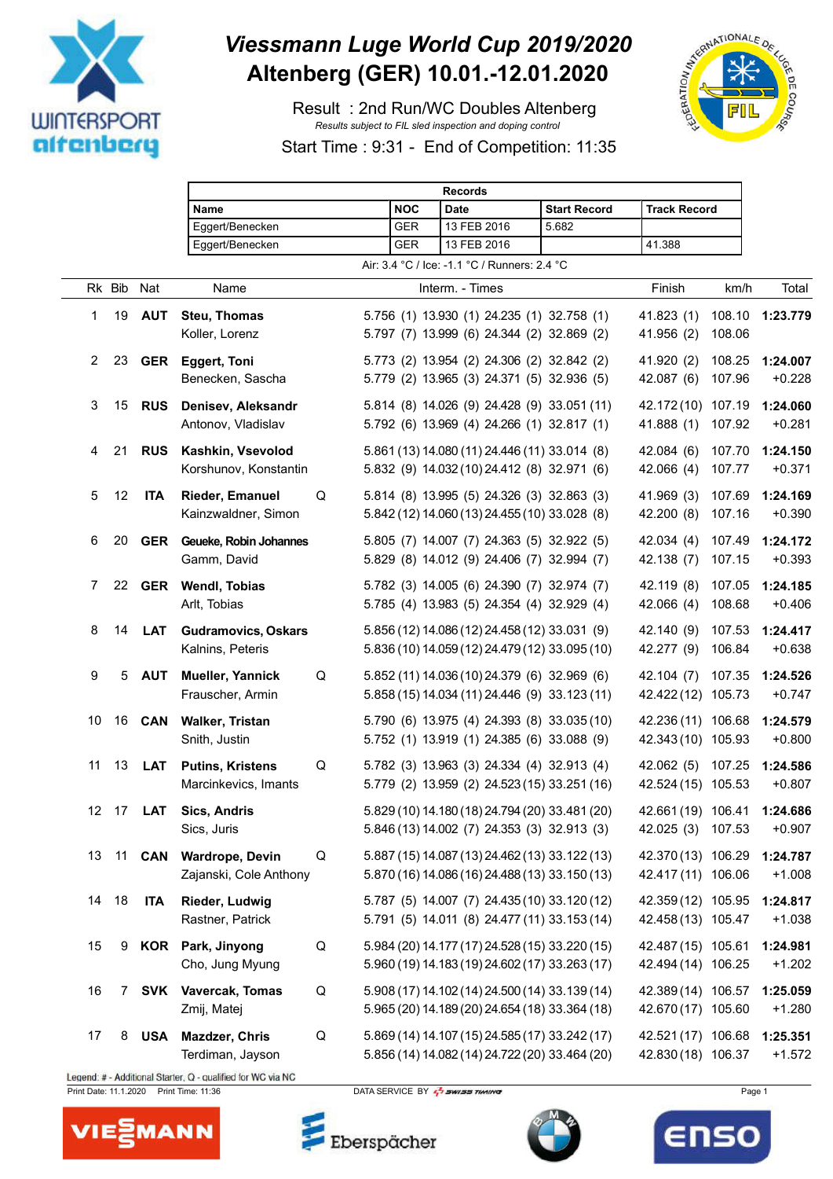# Viessmann Luge World Cup 2019/2020
# Altenberg (GER) 10.01.-12.01.2020

Result : 2nd Run/WC Doubles Altenberg

*Results subject to FIL sled inspection and doping control*

Start Time : 9:31 - End of Competition: 11:35

| Records | | | | |
|---|---|---|---|---|
| Name | NOC | Date | Start Record | Track Record |
| Eggert/Benecken | GER | 13 FEB 2016 | 5.682 | |
| Eggert/Benecken | GER | 13 FEB 2016 | | 41.388 |

Air: 3.4 °C / Ice: -1.1 °C / Runners: 2.4 °C

| Rk | Bib | Nat | Name | | Interm. - Times | Finish | km/h | Total |
|---|---|---|---|---|---|---|---|---|
| 1 | 19 | AUT | **Steu, Thomas** | | 5.756 (1) 13.930 (1) 24.235 (1) 32.758 (1) | 41.823 (1) | 108.10 | **1:23.779** |
| | | | Koller, Lorenz | | 5.797 (7) 13.999 (6) 24.344 (2) 32.869 (2) | 41.956 (2) | 108.06 | |
| 2 | 23 | GER | **Eggert, Toni** | | 5.773 (2) 13.954 (2) 24.306 (2) 32.842 (2) | 41.920 (2) | 108.25 | **1:24.007** |
| | | | Benecken, Sascha | | 5.779 (2) 13.965 (3) 24.371 (5) 32.936 (5) | 42.087 (6) | 107.96 | +0.228 |
| 3 | 15 | RUS | **Denisev, Aleksandr** | | 5.814 (8) 14.026 (9) 24.428 (9) 33.051 (11) | 42.172 (10) | 107.19 | **1:24.060** |
| | | | Antonov, Vladislav | | 5.792 (6) 13.969 (4) 24.266 (1) 32.817 (1) | 41.888 (1) | 107.92 | +0.281 |
| 4 | 21 | RUS | **Kashkin, Vsevolod** | | 5.861 (13) 14.080 (11) 24.446 (11) 33.014 (8) | 42.084 (6) | 107.70 | **1:24.150** |
| | | | Korshunov, Konstantin | | 5.832 (9) 14.032 (10) 24.412 (8) 32.971 (6) | 42.066 (4) | 107.77 | +0.371 |
| 5 | 12 | ITA | **Rieder, Emanuel** | Q | 5.814 (8) 13.995 (5) 24.326 (3) 32.863 (3) | 41.969 (3) | 107.69 | **1:24.169** |
| | | | Kainzwaldner, Simon | | 5.842 (12) 14.060 (13) 24.455 (10) 33.028 (8) | 42.200 (8) | 107.16 | +0.390 |
| 6 | 20 | GER | **Geueke, Robin Johannes** | | 5.805 (7) 14.007 (7) 24.363 (5) 32.922 (5) | 42.034 (4) | 107.49 | **1:24.172** |
| | | | Gamm, David | | 5.829 (8) 14.012 (9) 24.406 (7) 32.994 (7) | 42.138 (7) | 107.15 | +0.393 |
| 7 | 22 | GER | **Wendl, Tobias** | | 5.782 (3) 14.005 (6) 24.390 (7) 32.974 (7) | 42.119 (8) | 107.05 | **1:24.185** |
| | | | Arlt, Tobias | | 5.785 (4) 13.983 (5) 24.354 (4) 32.929 (4) | 42.066 (4) | 108.68 | +0.406 |
| 8 | 14 | LAT | **Gudramovics, Oskars** | | 5.856 (12) 14.086 (12) 24.458 (12) 33.031 (9) | 42.140 (9) | 107.53 | **1:24.417** |
| | | | Kalnins, Peteris | | 5.836 (10) 14.059 (12) 24.479 (12) 33.095 (10) | 42.277 (9) | 106.84 | +0.638 |
| 9 | 5 | AUT | **Mueller, Yannick** | Q | 5.852 (11) 14.036 (10) 24.379 (6) 32.969 (6) | 42.104 (7) | 107.35 | **1:24.526** |
| | | | Frauscher, Armin | | 5.858 (15) 14.034 (11) 24.446 (9) 33.123 (11) | 42.422 (12) | 105.73 | +0.747 |
| 10 | 16 | CAN | **Walker, Tristan** | | 5.790 (6) 13.975 (4) 24.393 (8) 33.035 (10) | 42.236 (11) | 106.68 | **1:24.579** |
| | | | Snith, Justin | | 5.752 (1) 13.919 (1) 24.385 (6) 33.088 (9) | 42.343 (10) | 105.93 | +0.800 |
| 11 | 13 | LAT | **Putins, Kristens** | Q | 5.782 (3) 13.963 (3) 24.334 (4) 32.913 (4) | 42.062 (5) | 107.25 | **1:24.586** |
| | | | Marcinkevics, Imants | | 5.779 (2) 13.959 (2) 24.523 (15) 33.251 (16) | 42.524 (15) | 105.53 | +0.807 |
| 12 | 17 | LAT | **Sics, Andris** | | 5.829 (10) 14.180 (18) 24.794 (20) 33.481 (20) | 42.661 (19) | 106.41 | **1:24.686** |
| | | | Sics, Juris | | 5.846 (13) 14.002 (7) 24.353 (3) 32.913 (3) | 42.025 (3) | 107.53 | +0.907 |
| 13 | 11 | CAN | **Wardrope, Devin** | Q | 5.887 (15) 14.087 (13) 24.462 (13) 33.122 (13) | 42.370 (13) | 106.29 | **1:24.787** |
| | | | Zajanski, Cole Anthony | | 5.870 (16) 14.086 (16) 24.488 (13) 33.150 (13) | 42.417 (11) | 106.06 | +1.008 |
| 14 | 18 | ITA | **Rieder, Ludwig** | | 5.787 (5) 14.007 (7) 24.435 (10) 33.120 (12) | 42.359 (12) | 105.95 | **1:24.817** |
| | | | Rastner, Patrick | | 5.791 (5) 14.011 (8) 24.477 (11) 33.153 (14) | 42.458 (13) | 105.47 | +1.038 |
| 15 | 9 | KOR | **Park, Jinyong** | Q | 5.984 (20) 14.177 (17) 24.528 (15) 33.220 (15) | 42.487 (15) | 105.61 | **1:24.981** |
| | | | Cho, Jung Myung | | 5.960 (19) 14.183 (19) 24.602 (17) 33.263 (17) | 42.494 (14) | 106.25 | +1.202 |
| 16 | 7 | SVK | **Vavercak, Tomas** | Q | 5.908 (17) 14.102 (14) 24.500 (14) 33.139 (14) | 42.389 (14) | 106.57 | **1:25.059** |
| | | | Zmij, Matej | | 5.965 (20) 14.189 (20) 24.654 (18) 33.364 (18) | 42.670 (17) | 105.60 | +1.280 |
| 17 | 8 | USA | **Mazdzer, Chris** | Q | 5.869 (14) 14.107 (15) 24.585 (17) 33.242 (17) | 42.521 (17) | 106.68 | **1:25.351** |
| | | | Terdiman, Jayson | | 5.856 (14) 14.082 (14) 24.722 (20) 33.464 (20) | 42.830 (18) | 106.37 | +1.572 |

Legend: # - Additional Starter, Q - qualified for WC via NC

Print Date: 11.1.2020 Print Time: 11:36 DATA SERVICE BY SWISS TIMING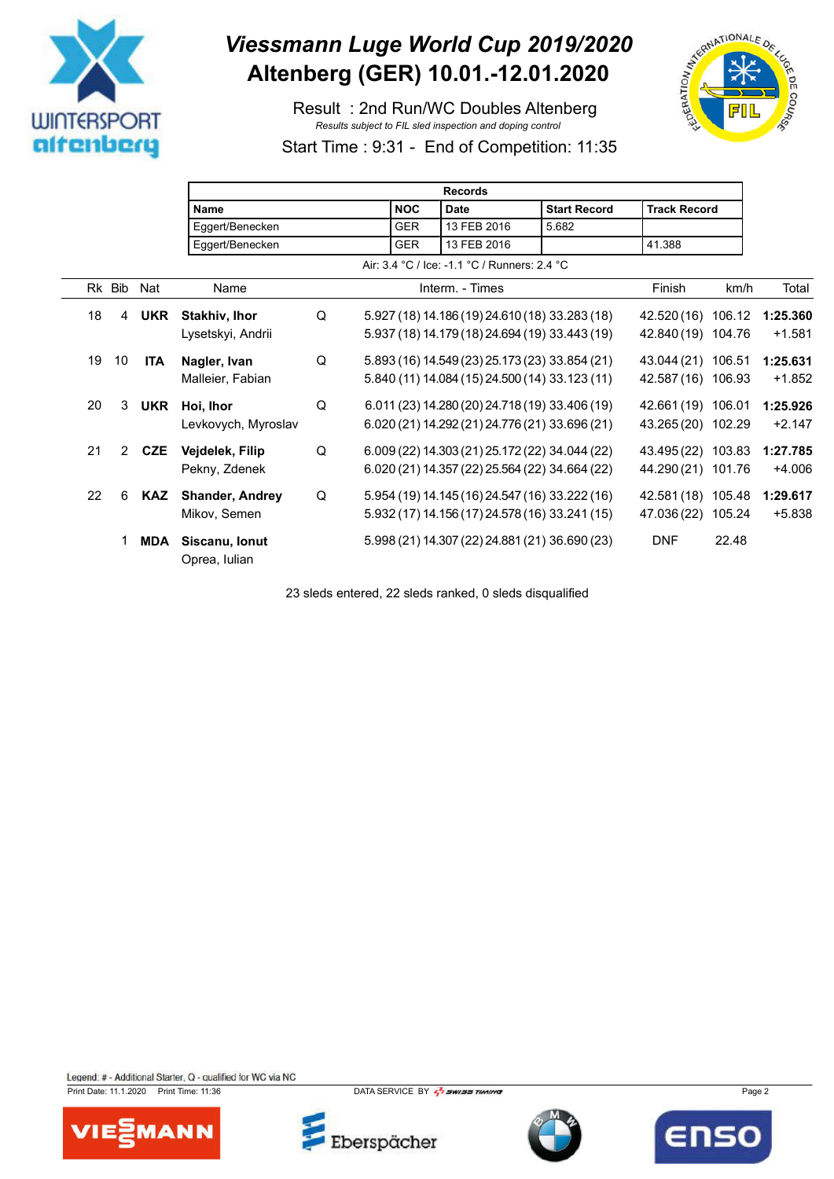# Viessmann Luge World Cup 2019/2020
# Altenberg (GER) 10.01.-12.01.2020

Result : 2nd Run/WC Doubles Altenberg

*Results subject to FIL sled inspection and doping control*

Start Time : 9:31 - End of Competition: 11:35

| Records | | | | |
|---|---|---|---|---|
| **Name** | **NOC** | **Date** | **Start Record** | **Track Record** |
| Eggert/Benecken | GER | 13 FEB 2016 | 5.682 | |
| Eggert/Benecken | GER | 13 FEB 2016 | | 41.388 |

Air: 3.4 °C / Ice: -1.1 °C / Runners: 2.4 °C

| Rk | Bib | Nat | Name | | Interm. - Times | Finish | km/h | Total |
|---|---|---|---|---|---|---|---|---|
| 18 | 4 | **UKR** | **Stakhiv, Ihor** | Q | 5.927 (18) 14.186 (19) 24.610 (18) 33.283 (18) | 42.520 (16) | 106.12 | **1:25.360** |
| | | | Lysetskyi, Andrii | | 5.937 (18) 14.179 (18) 24.694 (19) 33.443 (19) | 42.840 (19) | 104.76 | +1.581 |
| 19 | 10 | **ITA** | **Nagler, Ivan** | Q | 5.893 (16) 14.549 (23) 25.173 (23) 33.854 (21) | 43.044 (21) | 106.51 | **1:25.631** |
| | | | Malleier, Fabian | | 5.840 (11) 14.084 (15) 24.500 (14) 33.123 (11) | 42.587 (16) | 106.93 | +1.852 |
| 20 | 3 | **UKR** | **Hoi, Ihor** | Q | 6.011 (23) 14.280 (20) 24.718 (19) 33.406 (19) | 42.661 (19) | 106.01 | **1:25.926** |
| | | | Levkovych, Myroslav | | 6.020 (21) 14.292 (21) 24.776 (21) 33.696 (21) | 43.265 (20) | 102.29 | +2.147 |
| 21 | 2 | **CZE** | **Vejdelek, Filip** | Q | 6.009 (22) 14.303 (21) 25.172 (22) 34.044 (22) | 43.495 (22) | 103.83 | **1:27.785** |
| | | | Pekny, Zdenek | | 6.020 (21) 14.357 (22) 25.564 (22) 34.664 (22) | 44.290 (21) | 101.76 | +4.006 |
| 22 | 6 | **KAZ** | **Shander, Andrey** | Q | 5.954 (19) 14.145 (16) 24.547 (16) 33.222 (16) | 42.581 (18) | 105.48 | **1:29.617** |
| | | | Mikov, Semen | | 5.932 (17) 14.156 (17) 24.578 (16) 33.241 (15) | 47.036 (22) | 105.24 | +5.838 |
| | 1 | **MDA** | **Siscanu, Ionut** | | 5.998 (21) 14.307 (22) 24.881 (21) 36.690 (23) | DNF | 22.48 | |
| | | | Oprea, Iulian | | | | | |

23 sleds entered, 22 sleds ranked, 0 sleds disqualified

Legend: # - Additional Starter, Q - qualified for WC via NC

Print Date: 11.1.2020 Print Time: 11:36 DATA SERVICE BY SWISS TIMING